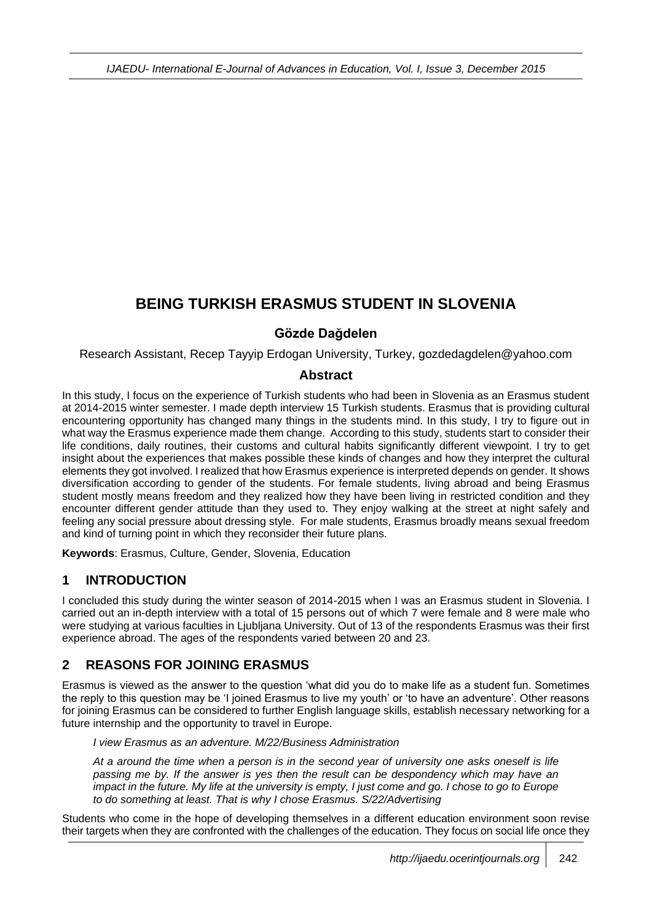# BEING TURKISH ERASMUS STUDENT IN SLOVENIA

**Gözde Dağdelen**

Research Assistant, Recep Tayyip Erdogan University, Turkey, gozdedagdelen@yahoo.com

## Abstract

In this study, I focus on the experience of Turkish students who had been in Slovenia as an Erasmus student at 2014-2015 winter semester. I made depth interview 15 Turkish students. Erasmus that is providing cultural encountering opportunity has changed many things in the students mind. In this study, I try to figure out in what way the Erasmus experience made them change. According to this study, students start to consider their life conditions, daily routines, their customs and cultural habits significantly different viewpoint. I try to get insight about the experiences that makes possible these kinds of changes and how they interpret the cultural elements they got involved. I realized that how Erasmus experience is interpreted depends on gender. It shows diversification according to gender of the students. For female students, living abroad and being Erasmus student mostly means freedom and they realized how they have been living in restricted condition and they encounter different gender attitude than they used to. They enjoy walking at the street at night safely and feeling any social pressure about dressing style. For male students, Erasmus broadly means sexual freedom and kind of turning point in which they reconsider their future plans.

**Keywords**: Erasmus, Culture, Gender, Slovenia, Education

## 1 INTRODUCTION

I concluded this study during the winter season of 2014-2015 when I was an Erasmus student in Slovenia. I carried out an in-depth interview with a total of 15 persons out of which 7 were female and 8 were male who were studying at various faculties in Ljubljana University. Out of 13 of the respondents Erasmus was their first experience abroad. The ages of the respondents varied between 20 and 23.

## 2 REASONS FOR JOINING ERASMUS

Erasmus is viewed as the answer to the question 'what did you do to make life as a student fun. Sometimes the reply to this question may be 'I joined Erasmus to live my youth' or 'to have an adventure'. Other reasons for joining Erasmus can be considered to further English language skills, establish necessary networking for a future internship and the opportunity to travel in Europe.

> *I view Erasmus as an adventure. M/22/Business Administration*

> *At a around the time when a person is in the second year of university one asks oneself is life passing me by. If the answer is yes then the result can be despondency which may have an impact in the future. My life at the university is empty, I just come and go. I chose to go to Europe to do something at least. That is why I chose Erasmus. S/22/Advertising*

Students who come in the hope of developing themselves in a different education environment soon revise their targets when they are confronted with the challenges of the education. They focus on social life once they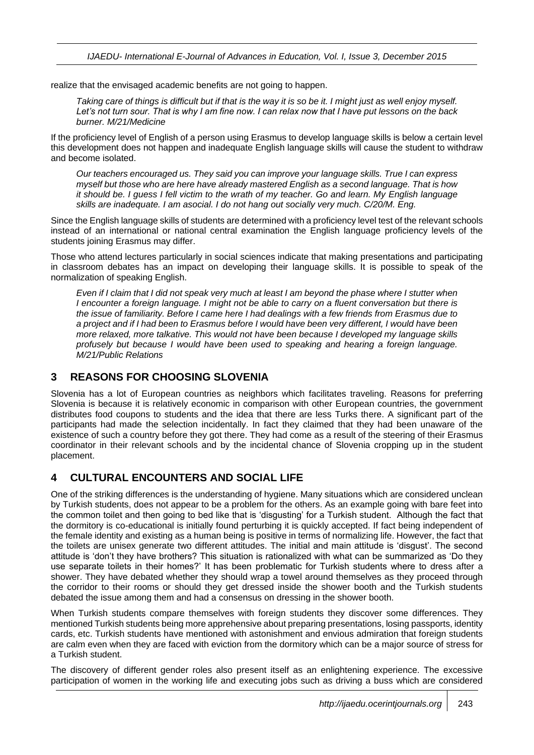realize that the envisaged academic benefits are not going to happen.

> *Taking care of things is difficult but if that is the way it is so be it. I might just as well enjoy myself. Let's not turn sour. That is why I am fine now. I can relax now that I have put lessons on the back burner. M/21/Medicine*

If the proficiency level of English of a person using Erasmus to develop language skills is below a certain level this development does not happen and inadequate English language skills will cause the student to withdraw and become isolated.

> *Our teachers encouraged us. They said you can improve your language skills. True I can express myself but those who are here have already mastered English as a second language. That is how it should be. I guess I fell victim to the wrath of my teacher. Go and learn. My English language skills are inadequate. I am asocial. I do not hang out socially very much. C/20/M. Eng.*

Since the English language skills of students are determined with a proficiency level test of the relevant schools instead of an international or national central examination the English language proficiency levels of the students joining Erasmus may differ.

Those who attend lectures particularly in social sciences indicate that making presentations and participating in classroom debates has an impact on developing their language skills. It is possible to speak of the normalization of speaking English.

> *Even if I claim that I did not speak very much at least I am beyond the phase where I stutter when I encounter a foreign language. I might not be able to carry on a fluent conversation but there is the issue of familiarity. Before I came here I had dealings with a few friends from Erasmus due to a project and if I had been to Erasmus before I would have been very different, I would have been more relaxed, more talkative. This would not have been because I developed my language skills profusely but because I would have been used to speaking and hearing a foreign language. M/21/Public Relations*

## 3 REASONS FOR CHOOSING SLOVENIA

Slovenia has a lot of European countries as neighbors which facilitates traveling. Reasons for preferring Slovenia is because it is relatively economic in comparison with other European countries, the government distributes food coupons to students and the idea that there are less Turks there. A significant part of the participants had made the selection incidentally. In fact they claimed that they had been unaware of the existence of such a country before they got there. They had come as a result of the steering of their Erasmus coordinator in their relevant schools and by the incidental chance of Slovenia cropping up in the student placement.

## 4 CULTURAL ENCOUNTERS AND SOCIAL LIFE

One of the striking differences is the understanding of hygiene. Many situations which are considered unclean by Turkish students, does not appear to be a problem for the others. As an example going with bare feet into the common toilet and then going to bed like that is 'disgusting' for a Turkish student. Although the fact that the dormitory is co-educational is initially found perturbing it is quickly accepted. If fact being independent of the female identity and existing as a human being is positive in terms of normalizing life. However, the fact that the toilets are unisex generate two different attitudes. The initial and main attitude is 'disgust'. The second attitude is 'don't they have brothers? This situation is rationalized with what can be summarized as 'Do they use separate toilets in their homes?' It has been problematic for Turkish students where to dress after a shower. They have debated whether they should wrap a towel around themselves as they proceed through the corridor to their rooms or should they get dressed inside the shower booth and the Turkish students debated the issue among them and had a consensus on dressing in the shower booth.

When Turkish students compare themselves with foreign students they discover some differences. They mentioned Turkish students being more apprehensive about preparing presentations, losing passports, identity cards, etc. Turkish students have mentioned with astonishment and envious admiration that foreign students are calm even when they are faced with eviction from the dormitory which can be a major source of stress for a Turkish student.

The discovery of different gender roles also present itself as an enlightening experience. The excessive participation of women in the working life and executing jobs such as driving a buss which are considered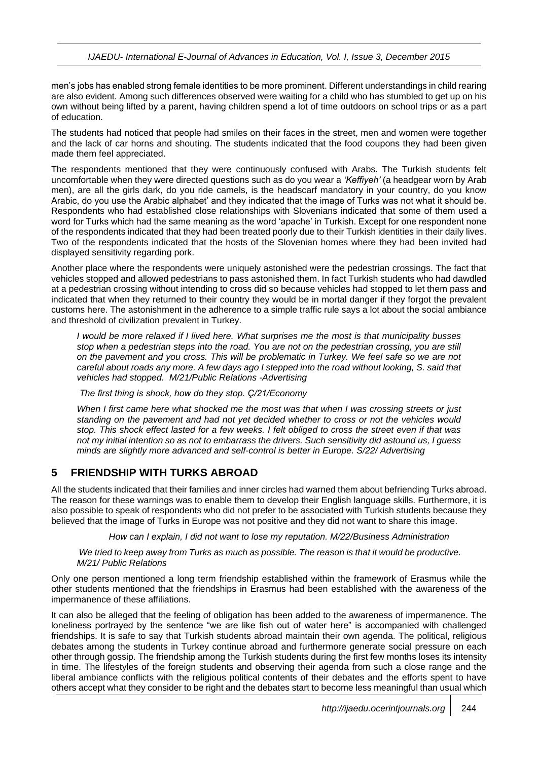men's jobs has enabled strong female identities to be more prominent. Different understandings in child rearing are also evident. Among such differences observed were waiting for a child who has stumbled to get up on his own without being lifted by a parent, having children spend a lot of time outdoors on school trips or as a part of education.

The students had noticed that people had smiles on their faces in the street, men and women were together and the lack of car horns and shouting. The students indicated that the food coupons they had been given made them feel appreciated.

The respondents mentioned that they were continuously confused with Arabs. The Turkish students felt uncomfortable when they were directed questions such as do you wear a *'Keffiyeh'* (a headgear worn by Arab men), are all the girls dark, do you ride camels, is the headscarf mandatory in your country, do you know Arabic, do you use the Arabic alphabet' and they indicated that the image of Turks was not what it should be. Respondents who had established close relationships with Slovenians indicated that some of them used a word for Turks which had the same meaning as the word 'apache' in Turkish. Except for one respondent none of the respondents indicated that they had been treated poorly due to their Turkish identities in their daily lives. Two of the respondents indicated that the hosts of the Slovenian homes where they had been invited had displayed sensitivity regarding pork.

Another place where the respondents were uniquely astonished were the pedestrian crossings. The fact that vehicles stopped and allowed pedestrians to pass astonished them. In fact Turkish students who had dawdled at a pedestrian crossing without intending to cross did so because vehicles had stopped to let them pass and indicated that when they returned to their country they would be in mortal danger if they forgot the prevalent customs here. The astonishment in the adherence to a simple traffic rule says a lot about the social ambiance and threshold of civilization prevalent in Turkey.

> *I would be more relaxed if I lived here. What surprises me the most is that municipality busses stop when a pedestrian steps into the road. You are not on the pedestrian crossing, you are still on the pavement and you cross. This will be problematic in Turkey. We feel safe so we are not careful about roads any more. A few days ago I stepped into the road without looking, S. said that vehicles had stopped. M/21/Public Relations -Advertising*
>
> *The first thing is shock, how do they stop. Ç/21/Economy*
>
> *When I first came here what shocked me the most was that when I was crossing streets or just standing on the pavement and had not yet decided whether to cross or not the vehicles would stop. This shock effect lasted for a few weeks. I felt obliged to cross the street even if that was not my initial intention so as not to embarrass the drivers. Such sensitivity did astound us, I guess minds are slightly more advanced and self-control is better in Europe. S/22/ Advertising*

## 5 FRIENDSHIP WITH TURKS ABROAD

All the students indicated that their families and inner circles had warned them about befriending Turks abroad. The reason for these warnings was to enable them to develop their English language skills. Furthermore, it is also possible to speak of respondents who did not prefer to be associated with Turkish students because they believed that the image of Turks in Europe was not positive and they did not want to share this image.

> *How can I explain, I did not want to lose my reputation. M/22/Business Administration*
>
> *We tried to keep away from Turks as much as possible. The reason is that it would be productive. M/21/ Public Relations*

Only one person mentioned a long term friendship established within the framework of Erasmus while the other students mentioned that the friendships in Erasmus had been established with the awareness of the impermanence of these affiliations.

It can also be alleged that the feeling of obligation has been added to the awareness of impermanence. The loneliness portrayed by the sentence "we are like fish out of water here" is accompanied with challenged friendships. It is safe to say that Turkish students abroad maintain their own agenda. The political, religious debates among the students in Turkey continue abroad and furthermore generate social pressure on each other through gossip. The friendship among the Turkish students during the first few months loses its intensity in time. The lifestyles of the foreign students and observing their agenda from such a close range and the liberal ambiance conflicts with the religious political contents of their debates and the efforts spent to have others accept what they consider to be right and the debates start to become less meaningful than usual which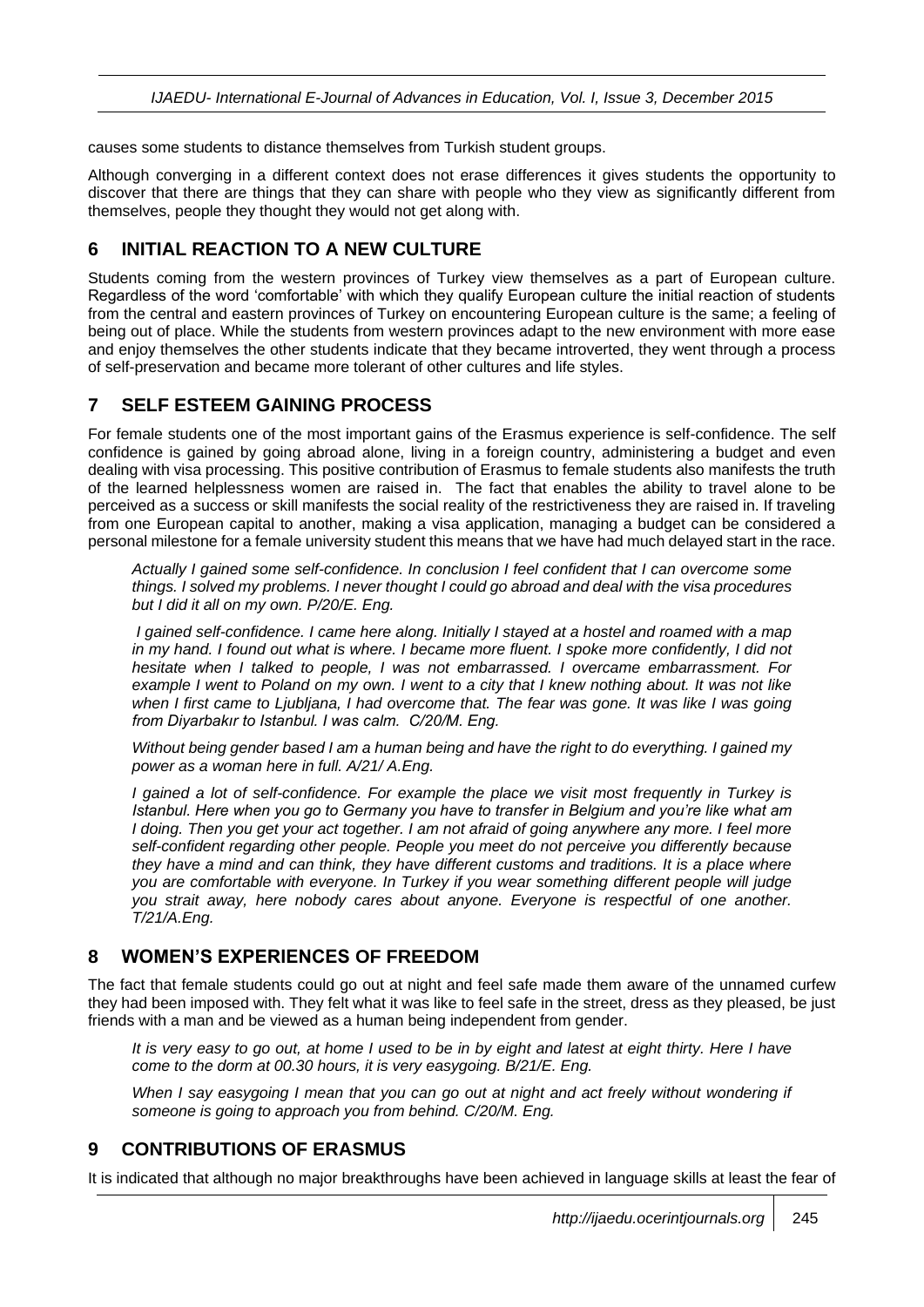causes some students to distance themselves from Turkish student groups.

Although converging in a different context does not erase differences it gives students the opportunity to discover that there are things that they can share with people who they view as significantly different from themselves, people they thought they would not get along with.

## 6 INITIAL REACTION TO A NEW CULTURE

Students coming from the western provinces of Turkey view themselves as a part of European culture. Regardless of the word 'comfortable' with which they qualify European culture the initial reaction of students from the central and eastern provinces of Turkey on encountering European culture is the same; a feeling of being out of place. While the students from western provinces adapt to the new environment with more ease and enjoy themselves the other students indicate that they became introverted, they went through a process of self-preservation and became more tolerant of other cultures and life styles.

## 7 SELF ESTEEM GAINING PROCESS

For female students one of the most important gains of the Erasmus experience is self-confidence. The self confidence is gained by going abroad alone, living in a foreign country, administering a budget and even dealing with visa processing. This positive contribution of Erasmus to female students also manifests the truth of the learned helplessness women are raised in. The fact that enables the ability to travel alone to be perceived as a success or skill manifests the social reality of the restrictiveness they are raised in. If traveling from one European capital to another, making a visa application, managing a budget can be considered a personal milestone for a female university student this means that we have had much delayed start in the race.

> *Actually I gained some self-confidence. In conclusion I feel confident that I can overcome some things. I solved my problems. I never thought I could go abroad and deal with the visa procedures but I did it all on my own. P/20/E. Eng.*
>
> *I gained self-confidence. I came here along. Initially I stayed at a hostel and roamed with a map in my hand. I found out what is where. I became more fluent. I spoke more confidently, I did not hesitate when I talked to people, I was not embarrassed. I overcame embarrassment. For example I went to Poland on my own. I went to a city that I knew nothing about. It was not like when I first came to Ljubljana, I had overcome that. The fear was gone. It was like I was going from Diyarbakır to Istanbul. I was calm. C/20/M. Eng.*
>
> *Without being gender based I am a human being and have the right to do everything. I gained my power as a woman here in full. A/21/ A.Eng.*
>
> *I gained a lot of self-confidence. For example the place we visit most frequently in Turkey is Istanbul. Here when you go to Germany you have to transfer in Belgium and you're like what am I doing. Then you get your act together. I am not afraid of going anywhere any more. I feel more self-confident regarding other people. People you meet do not perceive you differently because they have a mind and can think, they have different customs and traditions. It is a place where you are comfortable with everyone. In Turkey if you wear something different people will judge you strait away, here nobody cares about anyone. Everyone is respectful of one another. T/21/A.Eng.*

## 8 WOMEN'S EXPERIENCES OF FREEDOM

The fact that female students could go out at night and feel safe made them aware of the unnamed curfew they had been imposed with. They felt what it was like to feel safe in the street, dress as they pleased, be just friends with a man and be viewed as a human being independent from gender.

> *It is very easy to go out, at home I used to be in by eight and latest at eight thirty. Here I have come to the dorm at 00.30 hours, it is very easygoing. B/21/E. Eng.*
>
> *When I say easygoing I mean that you can go out at night and act freely without wondering if someone is going to approach you from behind. C/20/M. Eng.*

## 9 CONTRIBUTIONS OF ERASMUS

It is indicated that although no major breakthroughs have been achieved in language skills at least the fear of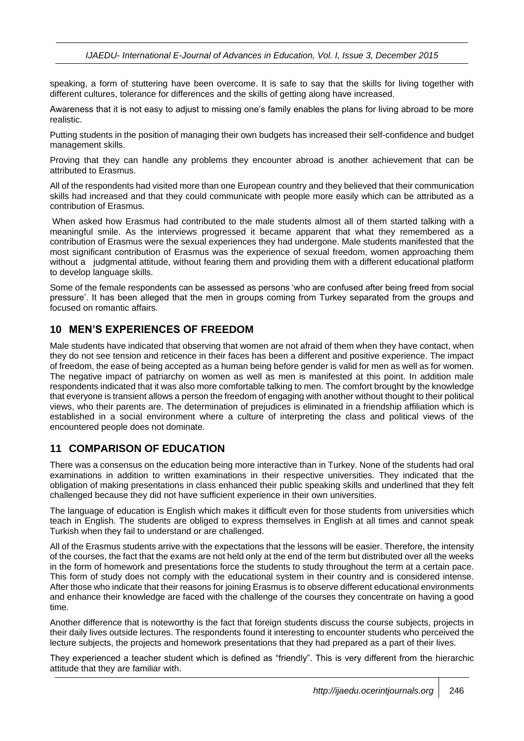speaking, a form of stuttering have been overcome. It is safe to say that the skills for living together with different cultures, tolerance for differences and the skills of getting along have increased.

Awareness that it is not easy to adjust to missing one's family enables the plans for living abroad to be more realistic.

Putting students in the position of managing their own budgets has increased their self-confidence and budget management skills.

Proving that they can handle any problems they encounter abroad is another achievement that can be attributed to Erasmus.

All of the respondents had visited more than one European country and they believed that their communication skills had increased and that they could communicate with people more easily which can be attributed as a contribution of Erasmus.

When asked how Erasmus had contributed to the male students almost all of them started talking with a meaningful smile. As the interviews progressed it became apparent that what they remembered as a contribution of Erasmus were the sexual experiences they had undergone. Male students manifested that the most significant contribution of Erasmus was the experience of sexual freedom, women approaching them without a judgmental attitude, without fearing them and providing them with a different educational platform to develop language skills.

Some of the female respondents can be assessed as persons 'who are confused after being freed from social pressure'. It has been alleged that the men in groups coming from Turkey separated from the groups and focused on romantic affairs.

## 10 MEN'S EXPERIENCES OF FREEDOM

Male students have indicated that observing that women are not afraid of them when they have contact, when they do not see tension and reticence in their faces has been a different and positive experience. The impact of freedom, the ease of being accepted as a human being before gender is valid for men as well as for women. The negative impact of patriarchy on women as well as men is manifested at this point. In addition male respondents indicated that it was also more comfortable talking to men. The comfort brought by the knowledge that everyone is transient allows a person the freedom of engaging with another without thought to their political views, who their parents are. The determination of prejudices is eliminated in a friendship affiliation which is established in a social environment where a culture of interpreting the class and political views of the encountered people does not dominate.

## 11 COMPARISON OF EDUCATION

There was a consensus on the education being more interactive than in Turkey. None of the students had oral examinations in addition to written examinations in their respective universities. They indicated that the obligation of making presentations in class enhanced their public speaking skills and underlined that they felt challenged because they did not have sufficient experience in their own universities.

The language of education is English which makes it difficult even for those students from universities which teach in English. The students are obliged to express themselves in English at all times and cannot speak Turkish when they fail to understand or are challenged.

All of the Erasmus students arrive with the expectations that the lessons will be easier. Therefore, the intensity of the courses, the fact that the exams are not held only at the end of the term but distributed over all the weeks in the form of homework and presentations force the students to study throughout the term at a certain pace. This form of study does not comply with the educational system in their country and is considered intense. After those who indicate that their reasons for joining Erasmus is to observe different educational environments and enhance their knowledge are faced with the challenge of the courses they concentrate on having a good time.

Another difference that is noteworthy is the fact that foreign students discuss the course subjects, projects in their daily lives outside lectures. The respondents found it interesting to encounter students who perceived the lecture subjects, the projects and homework presentations that they had prepared as a part of their lives.

They experienced a teacher student which is defined as "friendly". This is very different from the hierarchic attitude that they are familiar with.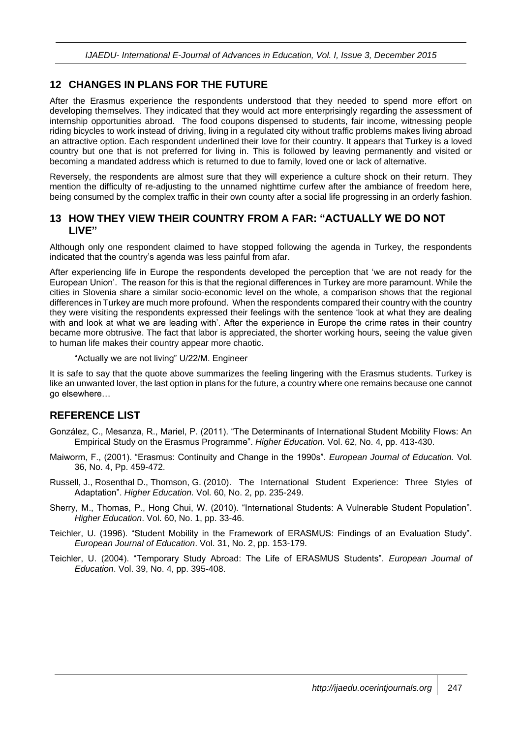## 12 CHANGES IN PLANS FOR THE FUTURE

After the Erasmus experience the respondents understood that they needed to spend more effort on developing themselves. They indicated that they would act more enterprisingly regarding the assessment of internship opportunities abroad. The food coupons dispensed to students, fair income, witnessing people riding bicycles to work instead of driving, living in a regulated city without traffic problems makes living abroad an attractive option. Each respondent underlined their love for their country. It appears that Turkey is a loved country but one that is not preferred for living in. This is followed by leaving permanently and visited or becoming a mandated address which is returned to due to family, loved one or lack of alternative.

Reversely, the respondents are almost sure that they will experience a culture shock on their return. They mention the difficulty of re-adjusting to the unnamed nighttime curfew after the ambiance of freedom here, being consumed by the complex traffic in their own county after a social life progressing in an orderly fashion.

## 13 HOW THEY VIEW THEIR COUNTRY FROM A FAR: "ACTUALLY WE DO NOT LIVE"

Although only one respondent claimed to have stopped following the agenda in Turkey, the respondents indicated that the country's agenda was less painful from afar.

After experiencing life in Europe the respondents developed the perception that 'we are not ready for the European Union'. The reason for this is that the regional differences in Turkey are more paramount. While the cities in Slovenia share a similar socio-economic level on the whole, a comparison shows that the regional differences in Turkey are much more profound. When the respondents compared their country with the country they were visiting the respondents expressed their feelings with the sentence 'look at what they are dealing with and look at what we are leading with'. After the experience in Europe the crime rates in their country became more obtrusive. The fact that labor is appreciated, the shorter working hours, seeing the value given to human life makes their country appear more chaotic.

"Actually we are not living" U/22/M. Engineer

It is safe to say that the quote above summarizes the feeling lingering with the Erasmus students. Turkey is like an unwanted lover, the last option in plans for the future, a country where one remains because one cannot go elsewhere…

## REFERENCE LIST

González, C., Mesanza, R., Mariel, P. (2011). "The Determinants of International Student Mobility Flows: An Empirical Study on the Erasmus Programme". *Higher Education.* Vol. 62, No. 4, pp. 413-430.

Maiworm, F., (2001). "Erasmus: Continuity and Change in the 1990s". *European Journal of Education.* Vol. 36, No. 4, Pp. 459-472.

Russell, J., Rosenthal D., Thomson, G. (2010). The International Student Experience: Three Styles of Adaptation". *Higher Education.* Vol. 60, No. 2, pp. 235-249.

Sherry, M., Thomas, P., Hong Chui, W. (2010). "International Students: A Vulnerable Student Population". *Higher Education*. Vol. 60, No. 1, pp. 33-46.

Teichler, U. (1996). "Student Mobility in the Framework of ERASMUS: Findings of an Evaluation Study". *European Journal of Education*. Vol. 31, No. 2, pp. 153-179.

Teichler, U. (2004). "Temporary Study Abroad: The Life of ERASMUS Students". *European Journal of Education*. Vol. 39, No. 4, pp. 395-408.